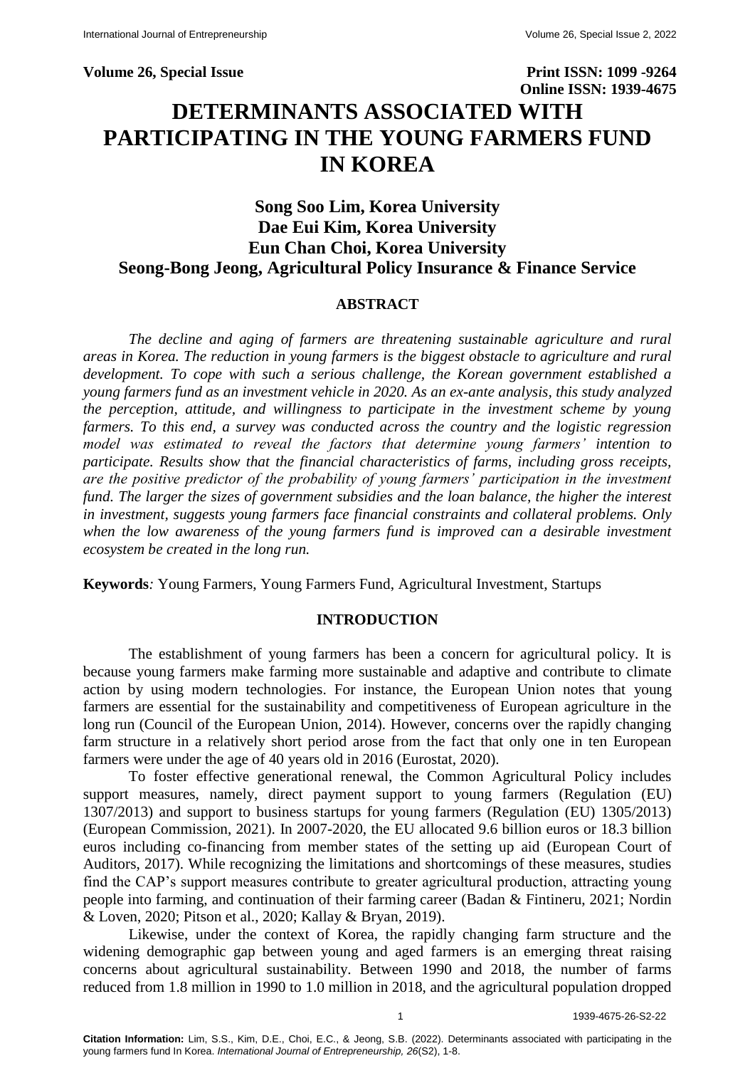**Volume 26, Special Issue** **Print ISSN: 1099 -9264**
**Online ISSN: 1939-4675**

# DETERMINANTS ASSOCIATED WITH PARTICIPATING IN THE YOUNG FARMERS FUND IN KOREA

**Song Soo Lim, Korea University**
**Dae Eui Kim, Korea University**
**Eun Chan Choi, Korea University**
**Seong-Bong Jeong, Agricultural Policy Insurance & Finance Service**

## ABSTRACT

*The decline and aging of farmers are threatening sustainable agriculture and rural areas in Korea. The reduction in young farmers is the biggest obstacle to agriculture and rural development. To cope with such a serious challenge, the Korean government established a young farmers fund as an investment vehicle in 2020. As an ex-ante analysis, this study analyzed the perception, attitude, and willingness to participate in the investment scheme by young farmers. To this end, a survey was conducted across the country and the logistic regression model was estimated to reveal the factors that determine young farmers' intention to participate. Results show that the financial characteristics of farms, including gross receipts, are the positive predictor of the probability of young farmers' participation in the investment fund. The larger the sizes of government subsidies and the loan balance, the higher the interest in investment, suggests young farmers face financial constraints and collateral problems. Only when the low awareness of the young farmers fund is improved can a desirable investment ecosystem be created in the long run.*

**Keywords***:* Young Farmers, Young Farmers Fund, Agricultural Investment, Startups

## INTRODUCTION

The establishment of young farmers has been a concern for agricultural policy. It is because young farmers make farming more sustainable and adaptive and contribute to climate action by using modern technologies. For instance, the European Union notes that young farmers are essential for the sustainability and competitiveness of European agriculture in the long run (Council of the European Union, 2014). However, concerns over the rapidly changing farm structure in a relatively short period arose from the fact that only one in ten European farmers were under the age of 40 years old in 2016 (Eurostat, 2020).

To foster effective generational renewal, the Common Agricultural Policy includes support measures, namely, direct payment support to young farmers (Regulation (EU) 1307/2013) and support to business startups for young farmers (Regulation (EU) 1305/2013) (European Commission, 2021). In 2007-2020, the EU allocated 9.6 billion euros or 18.3 billion euros including co-financing from member states of the setting up aid (European Court of Auditors, 2017). While recognizing the limitations and shortcomings of these measures, studies find the CAP's support measures contribute to greater agricultural production, attracting young people into farming, and continuation of their farming career (Badan & Fintineru, 2021; Nordin & Loven, 2020; Pitson et al., 2020; Kallay & Bryan, 2019).

Likewise, under the context of Korea, the rapidly changing farm structure and the widening demographic gap between young and aged farmers is an emerging threat raising concerns about agricultural sustainability. Between 1990 and 2018, the number of farms reduced from 1.8 million in 1990 to 1.0 million in 2018, and the agricultural population dropped

**Citation Information:** Lim, S.S., Kim, D.E., Choi, E.C., & Jeong, S.B. (2022). Determinants associated with participating in the young farmers fund In Korea. *International Journal of Entrepreneurship, 26*(S2), 1-8.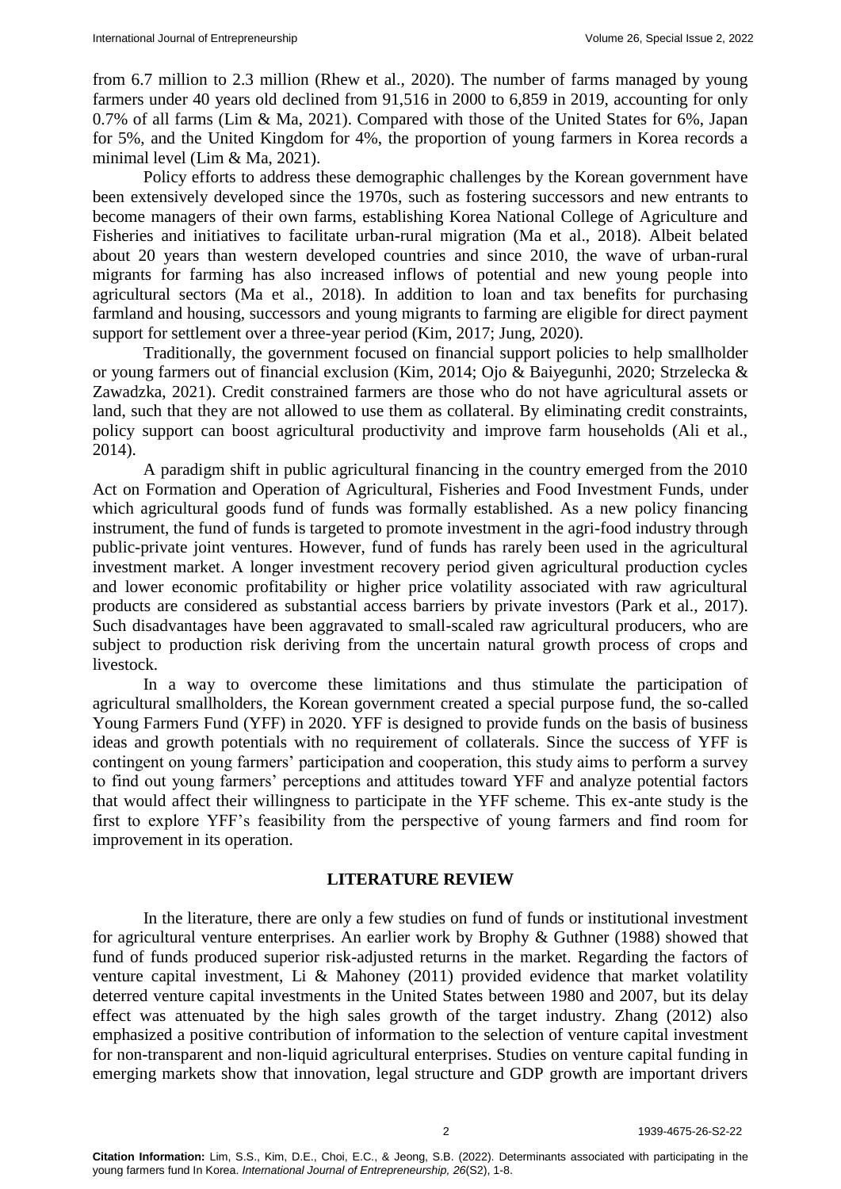from 6.7 million to 2.3 million (Rhew et al., 2020). The number of farms managed by young farmers under 40 years old declined from 91,516 in 2000 to 6,859 in 2019, accounting for only 0.7% of all farms (Lim & Ma, 2021). Compared with those of the United States for 6%, Japan for 5%, and the United Kingdom for 4%, the proportion of young farmers in Korea records a minimal level (Lim & Ma, 2021).

Policy efforts to address these demographic challenges by the Korean government have been extensively developed since the 1970s, such as fostering successors and new entrants to become managers of their own farms, establishing Korea National College of Agriculture and Fisheries and initiatives to facilitate urban-rural migration (Ma et al., 2018). Albeit belated about 20 years than western developed countries and since 2010, the wave of urban-rural migrants for farming has also increased inflows of potential and new young people into agricultural sectors (Ma et al., 2018). In addition to loan and tax benefits for purchasing farmland and housing, successors and young migrants to farming are eligible for direct payment support for settlement over a three-year period (Kim, 2017; Jung, 2020).

Traditionally, the government focused on financial support policies to help smallholder or young farmers out of financial exclusion (Kim, 2014; Ojo & Baiyegunhi, 2020; Strzelecka & Zawadzka, 2021). Credit constrained farmers are those who do not have agricultural assets or land, such that they are not allowed to use them as collateral. By eliminating credit constraints, policy support can boost agricultural productivity and improve farm households (Ali et al., 2014).

A paradigm shift in public agricultural financing in the country emerged from the 2010 Act on Formation and Operation of Agricultural, Fisheries and Food Investment Funds, under which agricultural goods fund of funds was formally established. As a new policy financing instrument, the fund of funds is targeted to promote investment in the agri-food industry through public-private joint ventures. However, fund of funds has rarely been used in the agricultural investment market. A longer investment recovery period given agricultural production cycles and lower economic profitability or higher price volatility associated with raw agricultural products are considered as substantial access barriers by private investors (Park et al., 2017). Such disadvantages have been aggravated to small-scaled raw agricultural producers, who are subject to production risk deriving from the uncertain natural growth process of crops and livestock.

In a way to overcome these limitations and thus stimulate the participation of agricultural smallholders, the Korean government created a special purpose fund, the so-called Young Farmers Fund (YFF) in 2020. YFF is designed to provide funds on the basis of business ideas and growth potentials with no requirement of collaterals. Since the success of YFF is contingent on young farmers' participation and cooperation, this study aims to perform a survey to find out young farmers' perceptions and attitudes toward YFF and analyze potential factors that would affect their willingness to participate in the YFF scheme. This ex-ante study is the first to explore YFF's feasibility from the perspective of young farmers and find room for improvement in its operation.

## LITERATURE REVIEW

In the literature, there are only a few studies on fund of funds or institutional investment for agricultural venture enterprises. An earlier work by Brophy & Guthner (1988) showed that fund of funds produced superior risk-adjusted returns in the market. Regarding the factors of venture capital investment, Li & Mahoney (2011) provided evidence that market volatility deterred venture capital investments in the United States between 1980 and 2007, but its delay effect was attenuated by the high sales growth of the target industry. Zhang (2012) also emphasized a positive contribution of information to the selection of venture capital investment for non-transparent and non-liquid agricultural enterprises. Studies on venture capital funding in emerging markets show that innovation, legal structure and GDP growth are important drivers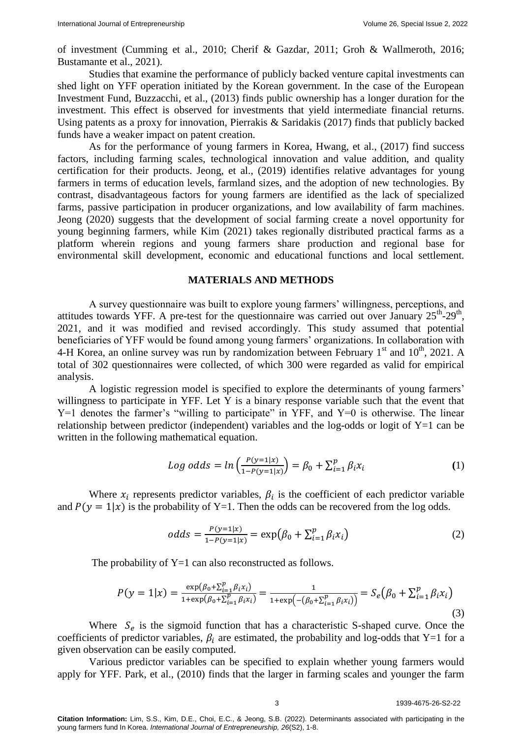of investment (Cumming et al., 2010; Cherif & Gazdar, 2011; Groh & Wallmeroth, 2016; Bustamante et al., 2021).

Studies that examine the performance of publicly backed venture capital investments can shed light on YFF operation initiated by the Korean government. In the case of the European Investment Fund, Buzzacchi, et al., (2013) finds public ownership has a longer duration for the investment. This effect is observed for investments that yield intermediate financial returns. Using patents as a proxy for innovation, Pierrakis & Saridakis (2017) finds that publicly backed funds have a weaker impact on patent creation.

As for the performance of young farmers in Korea, Hwang, et al., (2017) find success factors, including farming scales, technological innovation and value addition, and quality certification for their products. Jeong, et al., (2019) identifies relative advantages for young farmers in terms of education levels, farmland sizes, and the adoption of new technologies. By contrast, disadvantageous factors for young farmers are identified as the lack of specialized farms, passive participation in producer organizations, and low availability of farm machines. Jeong (2020) suggests that the development of social farming create a novel opportunity for young beginning farmers, while Kim (2021) takes regionally distributed practical farms as a platform wherein regions and young farmers share production and regional base for environmental skill development, economic and educational functions and local settlement.

## MATERIALS AND METHODS

A survey questionnaire was built to explore young farmers' willingness, perceptions, and attitudes towards YFF. A pre-test for the questionnaire was carried out over January 25th-29th, 2021, and it was modified and revised accordingly. This study assumed that potential beneficiaries of YFF would be found among young farmers' organizations. In collaboration with 4-H Korea, an online survey was run by randomization between February 1st and 10th, 2021. A total of 302 questionnaires were collected, of which 300 were regarded as valid for empirical analysis.

A logistic regression model is specified to explore the determinants of young farmers' willingness to participate in YFF. Let Y is a binary response variable such that the event that Y=1 denotes the farmer's "willing to participate" in YFF, and Y=0 is otherwise. The linear relationship between predictor (independent) variables and the log-odds or logit of Y=1 can be written in the following mathematical equation.

$$Log\ odds = ln\left(\frac{P(y=1|x)}{1-P(y=1|x)}\right) = \beta_0 + \sum_{i=1}^{p} \beta_i x_i \quad (1)$$

Where $x_i$ represents predictor variables, $\beta_i$ is the coefficient of each predictor variable and $P(y=1|x)$ is the probability of Y=1. Then the odds can be recovered from the log odds.

$$odds = \frac{P(y=1|x)}{1-P(y=1|x)} = \exp\left(\beta_0 + \sum_{i=1}^{p} \beta_i x_i\right) \quad (2)$$

The probability of Y=1 can also reconstructed as follows.

$$P(y=1|x) = \frac{\exp\left(\beta_0+\sum_{i=1}^{p}\beta_i x_i\right)}{1+\exp\left(\beta_0+\sum_{i=1}^{p}\beta_i x_i\right)} = \frac{1}{1+\exp\left(-\left(\beta_0+\sum_{i=1}^{p}\beta_i x_i\right)\right)} = S_e\left(\beta_0 + \sum_{i=1}^{p} \beta_i x_i\right) \quad (3)$$

Where $S_e$ is the sigmoid function that has a characteristic S-shaped curve. Once the coefficients of predictor variables, $\beta_i$ are estimated, the probability and log-odds that Y=1 for a given observation can be easily computed.

Various predictor variables can be specified to explain whether young farmers would apply for YFF. Park, et al., (2010) finds that the larger in farming scales and younger the farm

**Citation Information:** Lim, S.S., Kim, D.E., Choi, E.C., & Jeong, S.B. (2022). Determinants associated with participating in the young farmers fund In Korea. *International Journal of Entrepreneurship, 26*(S2), 1-8.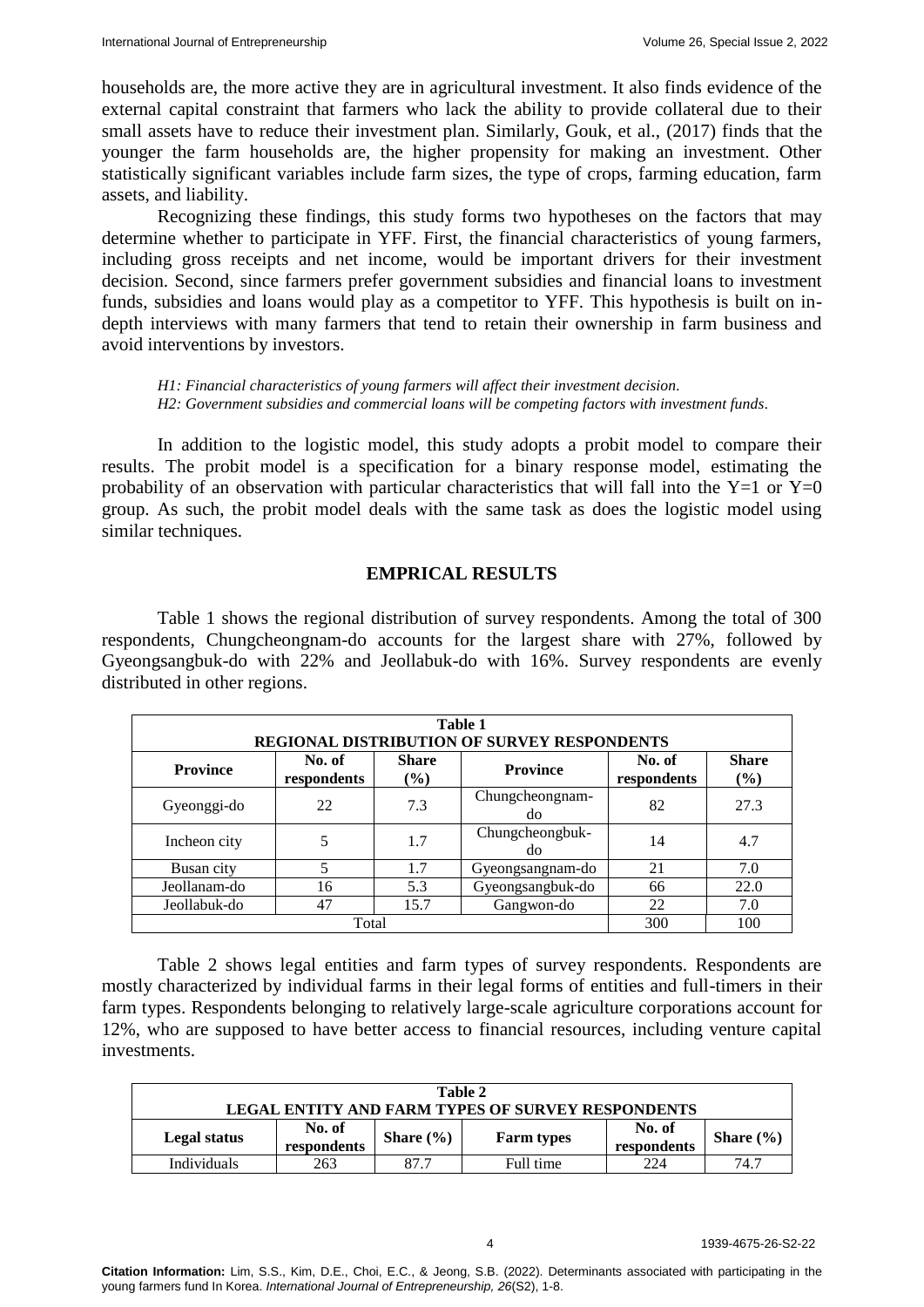households are, the more active they are in agricultural investment. It also finds evidence of the external capital constraint that farmers who lack the ability to provide collateral due to their small assets have to reduce their investment plan. Similarly, Gouk, et al., (2017) finds that the younger the farm households are, the higher propensity for making an investment. Other statistically significant variables include farm sizes, the type of crops, farming education, farm assets, and liability.

Recognizing these findings, this study forms two hypotheses on the factors that may determine whether to participate in YFF. First, the financial characteristics of young farmers, including gross receipts and net income, would be important drivers for their investment decision. Second, since farmers prefer government subsidies and financial loans to investment funds, subsidies and loans would play as a competitor to YFF. This hypothesis is built on in-depth interviews with many farmers that tend to retain their ownership in farm business and avoid interventions by investors.

*H1: Financial characteristics of young farmers will affect their investment decision.*
*H2: Government subsidies and commercial loans will be competing factors with investment funds.*

In addition to the logistic model, this study adopts a probit model to compare their results. The probit model is a specification for a binary response model, estimating the probability of an observation with particular characteristics that will fall into the Y=1 or Y=0 group. As such, the probit model deals with the same task as does the logistic model using similar techniques.

## EMPRICAL RESULTS

Table 1 shows the regional distribution of survey respondents. Among the total of 300 respondents, Chungcheongnam-do accounts for the largest share with 27%, followed by Gyeongsangbuk-do with 22% and Jeollabuk-do with 16%. Survey respondents are evenly distributed in other regions.

**Table 1**
**REGIONAL DISTRIBUTION OF SURVEY RESPONDENTS**

| Province | No. of respondents | Share (%) | Province | No. of respondents | Share (%) |
|---|---|---|---|---|---|
| Gyeonggi-do | 22 | 7.3 | Chungcheongnam-do | 82 | 27.3 |
| Incheon city | 5 | 1.7 | Chungcheongbuk-do | 14 | 4.7 |
| Busan city | 5 | 1.7 | Gyeongsangnam-do | 21 | 7.0 |
| Jeollanam-do | 16 | 5.3 | Gyeongsangbuk-do | 66 | 22.0 |
| Jeollabuk-do | 47 | 15.7 | Gangwon-do | 22 | 7.0 |
| Total | | | | 300 | 100 |

Table 2 shows legal entities and farm types of survey respondents. Respondents are mostly characterized by individual farms in their legal forms of entities and full-timers in their farm types. Respondents belonging to relatively large-scale agriculture corporations account for 12%, who are supposed to have better access to financial resources, including venture capital investments.

**Table 2**
**LEGAL ENTITY AND FARM TYPES OF SURVEY RESPONDENTS**

| Legal status | No. of respondents | Share (%) | Farm types | No. of respondents | Share (%) |
|---|---|---|---|---|---|
| Individuals | 263 | 87.7 | Full time | 224 | 74.7 |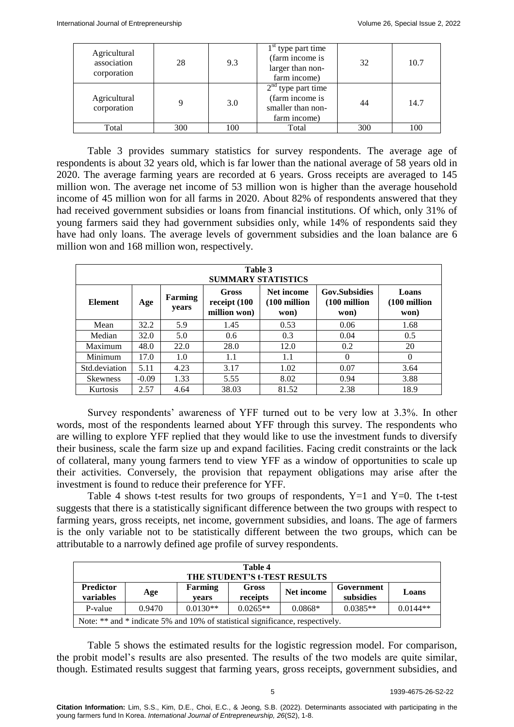| Agricultural association corporation | 28 | 9.3 | 1st type part time (farm income is larger than non-farm income) | 32 | 10.7 |
|---|---|---|---|---|---|
| Agricultural corporation | 9 | 3.0 | 2nd type part time (farm income is smaller than non-farm income) | 44 | 14.7 |
| Total | 300 | 100 | Total | 300 | 100 |

Table 3 provides summary statistics for survey respondents. The average age of respondents is about 32 years old, which is far lower than the national average of 58 years old in 2020. The average farming years are recorded at 6 years. Gross receipts are averaged to 145 million won. The average net income of 53 million won is higher than the average household income of 45 million won for all farms in 2020. About 82% of respondents answered that they had received government subsidies or loans from financial institutions. Of which, only 31% of young farmers said they had government subsidies only, while 14% of respondents said they have had only loans. The average levels of government subsidies and the loan balance are 6 million won and 168 million won, respectively.

**Table 3**
**SUMMARY STATISTICS**

| Element | Age | Farming years | Gross receipt (100 million won) | Net income (100 million won) | Gov.Subsidies (100 million won) | Loans (100 million won) |
|---|---|---|---|---|---|---|
| Mean | 32.2 | 5.9 | 1.45 | 0.53 | 0.06 | 1.68 |
| Median | 32.0 | 5.0 | 0.6 | 0.3 | 0.04 | 0.5 |
| Maximum | 48.0 | 22.0 | 28.0 | 12.0 | 0.2 | 20 |
| Minimum | 17.0 | 1.0 | 1.1 | 1.1 | 0 | 0 |
| Std.deviation | 5.11 | 4.23 | 3.17 | 1.02 | 0.07 | 3.64 |
| Skewness | -0.09 | 1.33 | 5.55 | 8.02 | 0.94 | 3.88 |
| Kurtosis | 2.57 | 4.64 | 38.03 | 81.52 | 2.38 | 18.9 |

Survey respondents' awareness of YFF turned out to be very low at 3.3%. In other words, most of the respondents learned about YFF through this survey. The respondents who are willing to explore YFF replied that they would like to use the investment funds to diversify their business, scale the farm size up and expand facilities. Facing credit constraints or the lack of collateral, many young farmers tend to view YFF as a window of opportunities to scale up their activities. Conversely, the provision that repayment obligations may arise after the investment is found to reduce their preference for YFF.

Table 4 shows t-test results for two groups of respondents, Y=1 and Y=0. The t-test suggests that there is a statistically significant difference between the two groups with respect to farming years, gross receipts, net income, government subsidies, and loans. The age of farmers is the only variable not to be statistically different between the two groups, which can be attributable to a narrowly defined age profile of survey respondents.

**Table 4**
**THE STUDENT'S t-TEST RESULTS**

| Predictor variables | Age | Farming years | Gross receipts | Net income | Government subsidies | Loans |
|---|---|---|---|---|---|---|
| P-value | 0.9470 | 0.0130** | 0.0265** | 0.0868* | 0.0385** | 0.0144** |

Note: ** and * indicate 5% and 10% of statistical significance, respectively.

Table 5 shows the estimated results for the logistic regression model. For comparison, the probit model's results are also presented. The results of the two models are quite similar, though. Estimated results suggest that farming years, gross receipts, government subsidies, and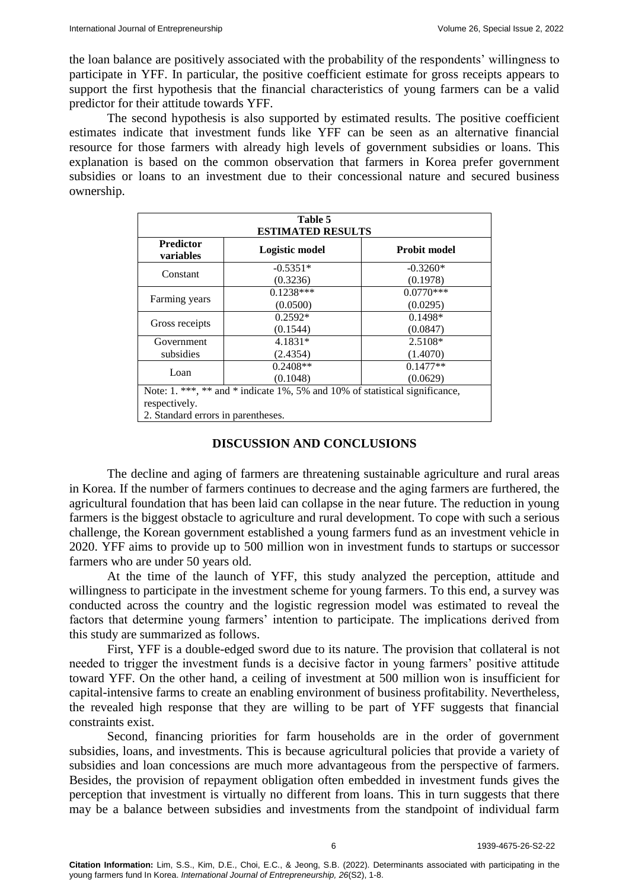the loan balance are positively associated with the probability of the respondents' willingness to participate in YFF. In particular, the positive coefficient estimate for gross receipts appears to support the first hypothesis that the financial characteristics of young farmers can be a valid predictor for their attitude towards YFF.

The second hypothesis is also supported by estimated results. The positive coefficient estimates indicate that investment funds like YFF can be seen as an alternative financial resource for those farmers with already high levels of government subsidies or loans. This explanation is based on the common observation that farmers in Korea prefer government subsidies or loans to an investment due to their concessional nature and secured business ownership.

**Table 5**
**ESTIMATED RESULTS**

| Predictor variables | Logistic model | Probit model |
|---|---|---|
| Constant | -0.5351* (0.3236) | -0.3260* (0.1978) |
| Farming years | 0.1238*** (0.0500) | 0.0770*** (0.0295) |
| Gross receipts | 0.2592* (0.1544) | 0.1498* (0.0847) |
| Government subsidies | 4.1831* (2.4354) | 2.5108* (1.4070) |
| Loan | 0.2408** (0.1048) | 0.1477** (0.0629) |

Note: 1. ***, ** and * indicate 1%, 5% and 10% of statistical significance, respectively.
2. Standard errors in parentheses.

## DISCUSSION AND CONCLUSIONS

The decline and aging of farmers are threatening sustainable agriculture and rural areas in Korea. If the number of farmers continues to decrease and the aging farmers are furthered, the agricultural foundation that has been laid can collapse in the near future. The reduction in young farmers is the biggest obstacle to agriculture and rural development. To cope with such a serious challenge, the Korean government established a young farmers fund as an investment vehicle in 2020. YFF aims to provide up to 500 million won in investment funds to startups or successor farmers who are under 50 years old.

At the time of the launch of YFF, this study analyzed the perception, attitude and willingness to participate in the investment scheme for young farmers. To this end, a survey was conducted across the country and the logistic regression model was estimated to reveal the factors that determine young farmers' intention to participate. The implications derived from this study are summarized as follows.

First, YFF is a double-edged sword due to its nature. The provision that collateral is not needed to trigger the investment funds is a decisive factor in young farmers' positive attitude toward YFF. On the other hand, a ceiling of investment at 500 million won is insufficient for capital-intensive farms to create an enabling environment of business profitability. Nevertheless, the revealed high response that they are willing to be part of YFF suggests that financial constraints exist.

Second, financing priorities for farm households are in the order of government subsidies, loans, and investments. This is because agricultural policies that provide a variety of subsidies and loan concessions are much more advantageous from the perspective of farmers. Besides, the provision of repayment obligation often embedded in investment funds gives the perception that investment is virtually no different from loans. This in turn suggests that there may be a balance between subsidies and investments from the standpoint of individual farm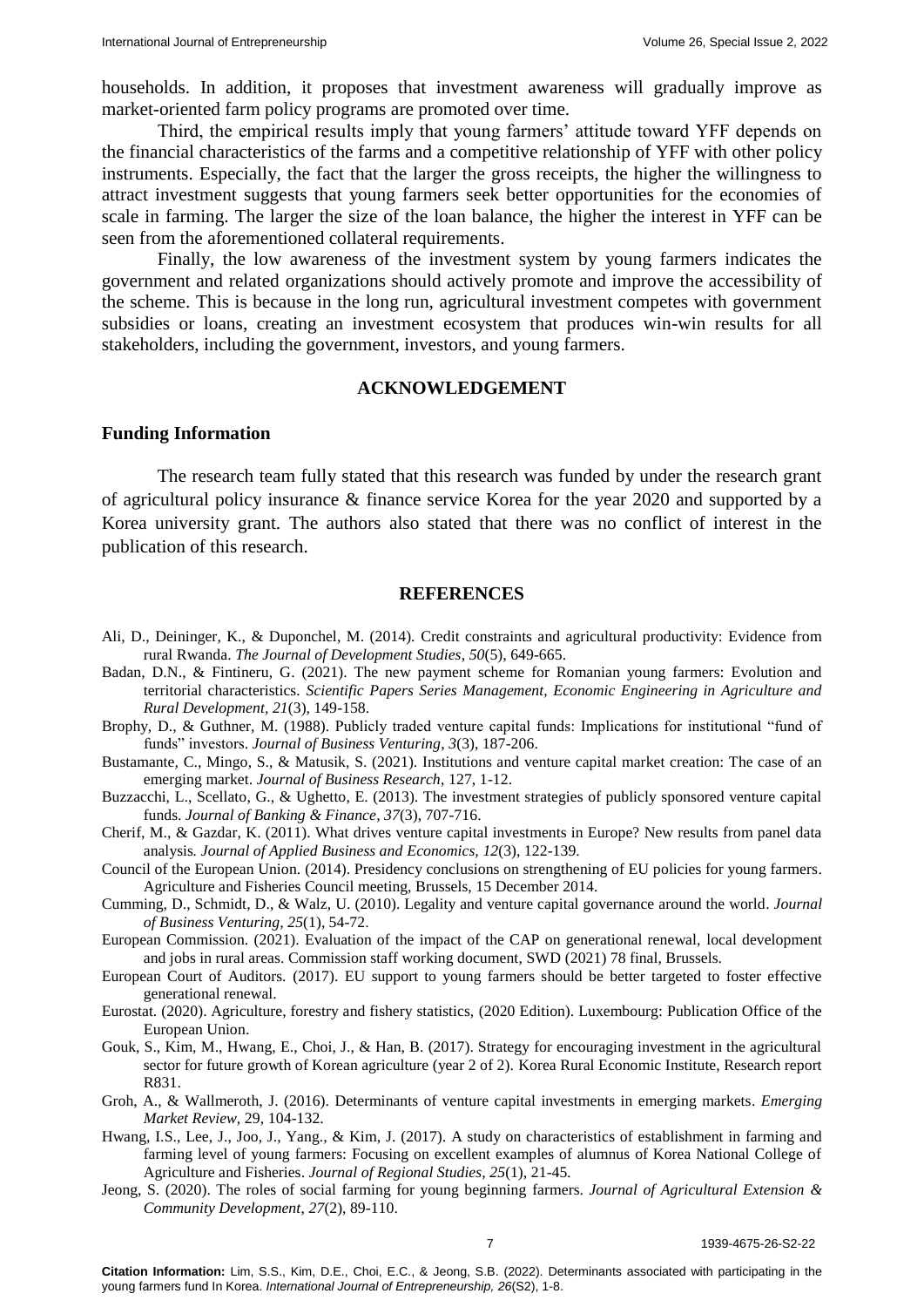households. In addition, it proposes that investment awareness will gradually improve as market-oriented farm policy programs are promoted over time.

Third, the empirical results imply that young farmers' attitude toward YFF depends on the financial characteristics of the farms and a competitive relationship of YFF with other policy instruments. Especially, the fact that the larger the gross receipts, the higher the willingness to attract investment suggests that young farmers seek better opportunities for the economies of scale in farming. The larger the size of the loan balance, the higher the interest in YFF can be seen from the aforementioned collateral requirements.

Finally, the low awareness of the investment system by young farmers indicates the government and related organizations should actively promote and improve the accessibility of the scheme. This is because in the long run, agricultural investment competes with government subsidies or loans, creating an investment ecosystem that produces win-win results for all stakeholders, including the government, investors, and young farmers.

## ACKNOWLEDGEMENT

### Funding Information

The research team fully stated that this research was funded by under the research grant of agricultural policy insurance & finance service Korea for the year 2020 and supported by a Korea university grant. The authors also stated that there was no conflict of interest in the publication of this research.

## REFERENCES

Ali, D., Deininger, K., & Duponchel, M. (2014). Credit constraints and agricultural productivity: Evidence from rural Rwanda. *The Journal of Development Studies*, *50*(5), 649-665.

Badan, D.N., & Fintineru, G. (2021). The new payment scheme for Romanian young farmers: Evolution and territorial characteristics. *Scientific Papers Series Management, Economic Engineering in Agriculture and Rural Development*, *21*(3), 149-158.

Brophy, D., & Guthner, M. (1988). Publicly traded venture capital funds: Implications for institutional "fund of funds" investors. *Journal of Business Venturing*, *3*(3), 187-206.

Bustamante, C., Mingo, S., & Matusik, S. (2021). Institutions and venture capital market creation: The case of an emerging market. *Journal of Business Research*, 127, 1-12.

Buzzacchi, L., Scellato, G., & Ughetto, E. (2013). The investment strategies of publicly sponsored venture capital funds. *Journal of Banking & Finance*, *37*(3), 707-716.

Cherif, M., & Gazdar, K. (2011). What drives venture capital investments in Europe? New results from panel data analysis. *Journal of Applied Business and Economics*, *12*(3), 122-139.

Council of the European Union. (2014). Presidency conclusions on strengthening of EU policies for young farmers. Agriculture and Fisheries Council meeting, Brussels, 15 December 2014.

Cumming, D., Schmidt, D., & Walz, U. (2010). Legality and venture capital governance around the world. *Journal of Business Venturing*, *25*(1), 54-72.

European Commission. (2021). Evaluation of the impact of the CAP on generational renewal, local development and jobs in rural areas. Commission staff working document, SWD (2021) 78 final, Brussels.

European Court of Auditors. (2017). EU support to young farmers should be better targeted to foster effective generational renewal.

Eurostat. (2020). Agriculture, forestry and fishery statistics, (2020 Edition). Luxembourg: Publication Office of the European Union.

Gouk, S., Kim, M., Hwang, E., Choi, J., & Han, B. (2017). Strategy for encouraging investment in the agricultural sector for future growth of Korean agriculture (year 2 of 2). Korea Rural Economic Institute, Research report R831.

Groh, A., & Wallmeroth, J. (2016). Determinants of venture capital investments in emerging markets. *Emerging Market Review*, 29, 104-132.

Hwang, I.S., Lee, J., Joo, J., Yang., & Kim, J. (2017). A study on characteristics of establishment in farming and farming level of young farmers: Focusing on excellent examples of alumnus of Korea National College of Agriculture and Fisheries. *Journal of Regional Studies, 25*(1), 21-45.

Jeong, S. (2020). The roles of social farming for young beginning farmers. *Journal of Agricultural Extension & Community Development*, *27*(2), 89-110.

**Citation Information:** Lim, S.S., Kim, D.E., Choi, E.C., & Jeong, S.B. (2022). Determinants associated with participating in the young farmers fund In Korea. *International Journal of Entrepreneurship, 26*(S2), 1-8.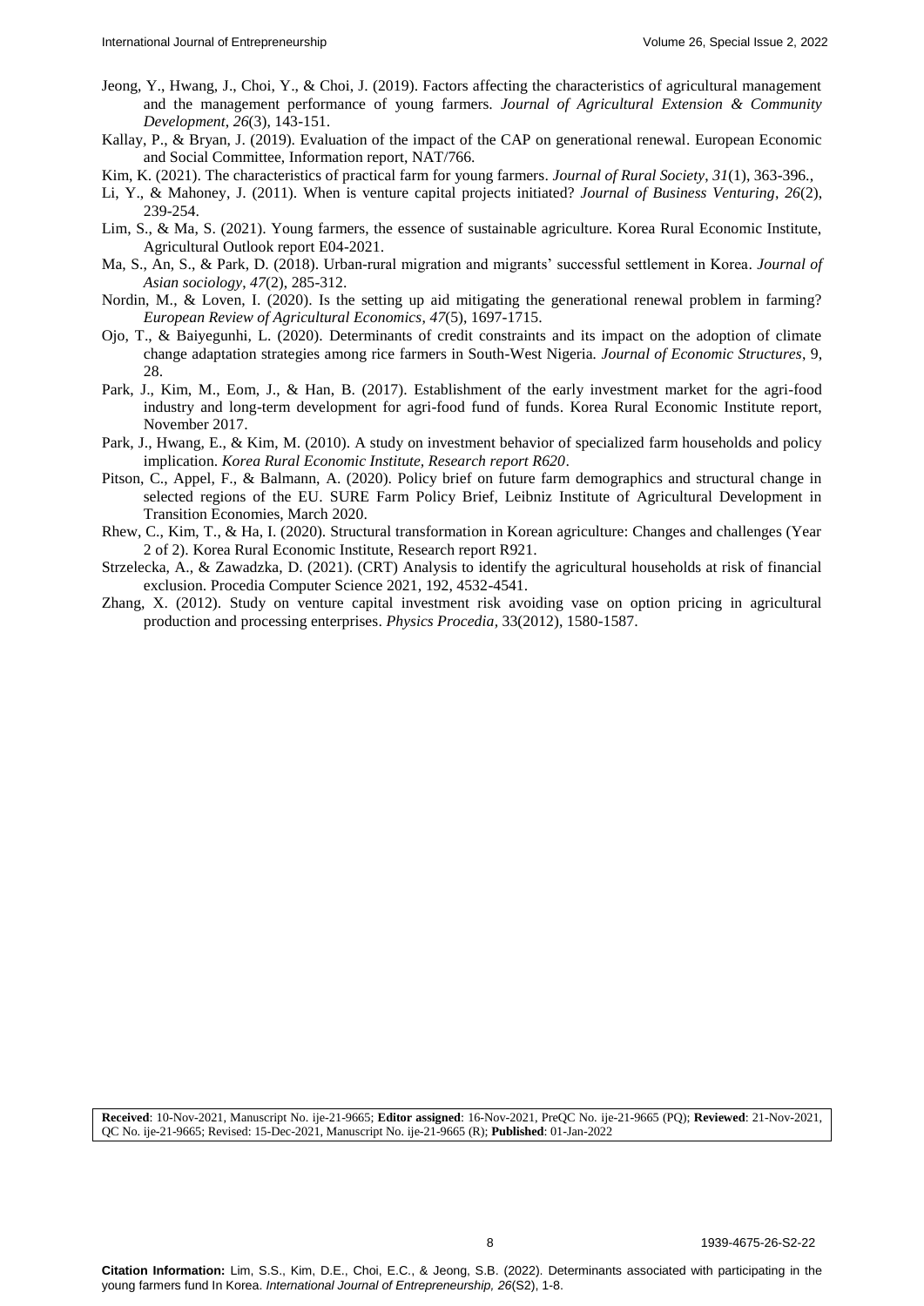Jeong, Y., Hwang, J., Choi, Y., & Choi, J. (2019). Factors affecting the characteristics of agricultural management and the management performance of young farmers. *Journal of Agricultural Extension & Community Development*, *26*(3), 143-151.

Kallay, P., & Bryan, J. (2019). Evaluation of the impact of the CAP on generational renewal. European Economic and Social Committee, Information report, NAT/766.

Kim, K. (2021). The characteristics of practical farm for young farmers. *Journal of Rural Society*, *31*(1), 363-396.,

Li, Y., & Mahoney, J. (2011). When is venture capital projects initiated? *Journal of Business Venturing*, *26*(2), 239-254.

Lim, S., & Ma, S. (2021). Young farmers, the essence of sustainable agriculture. Korea Rural Economic Institute, Agricultural Outlook report E04-2021.

Ma, S., An, S., & Park, D. (2018). Urban-rural migration and migrants' successful settlement in Korea. *Journal of Asian sociology*, *47*(2), 285-312.

Nordin, M., & Loven, I. (2020). Is the setting up aid mitigating the generational renewal problem in farming? *European Review of Agricultural Economics*, *47*(5), 1697-1715.

Ojo, T., & Baiyegunhi, L. (2020). Determinants of credit constraints and its impact on the adoption of climate change adaptation strategies among rice farmers in South-West Nigeria. *Journal of Economic Structures*, 9, 28.

Park, J., Kim, M., Eom, J., & Han, B. (2017). Establishment of the early investment market for the agri-food industry and long-term development for agri-food fund of funds. Korea Rural Economic Institute report, November 2017.

Park, J., Hwang, E., & Kim, M. (2010). A study on investment behavior of specialized farm households and policy implication. *Korea Rural Economic Institute, Research report R620*.

Pitson, C., Appel, F., & Balmann, A. (2020). Policy brief on future farm demographics and structural change in selected regions of the EU. SURE Farm Policy Brief, Leibniz Institute of Agricultural Development in Transition Economies, March 2020.

Rhew, C., Kim, T., & Ha, I. (2020). Structural transformation in Korean agriculture: Changes and challenges (Year 2 of 2). Korea Rural Economic Institute, Research report R921.

Strzelecka, A., & Zawadzka, D. (2021). (CRT) Analysis to identify the agricultural households at risk of financial exclusion. Procedia Computer Science 2021, 192, 4532-4541.

Zhang, X. (2012). Study on venture capital investment risk avoiding vase on option pricing in agricultural production and processing enterprises. *Physics Procedia*, 33(2012), 1580-1587.

**Received**: 10-Nov-2021, Manuscript No. ije-21-9665; **Editor assigned**: 16-Nov-2021, PreQC No. ije-21-9665 (PQ); **Reviewed**: 21-Nov-2021, QC No. ije-21-9665; Revised: 15-Dec-2021, Manuscript No. ije-21-9665 (R); **Published**: 01-Jan-2022

**Citation Information:** Lim, S.S., Kim, D.E., Choi, E.C., & Jeong, S.B. (2022). Determinants associated with participating in the young farmers fund In Korea. *International Journal of Entrepreneurship, 26*(S2), 1-8.